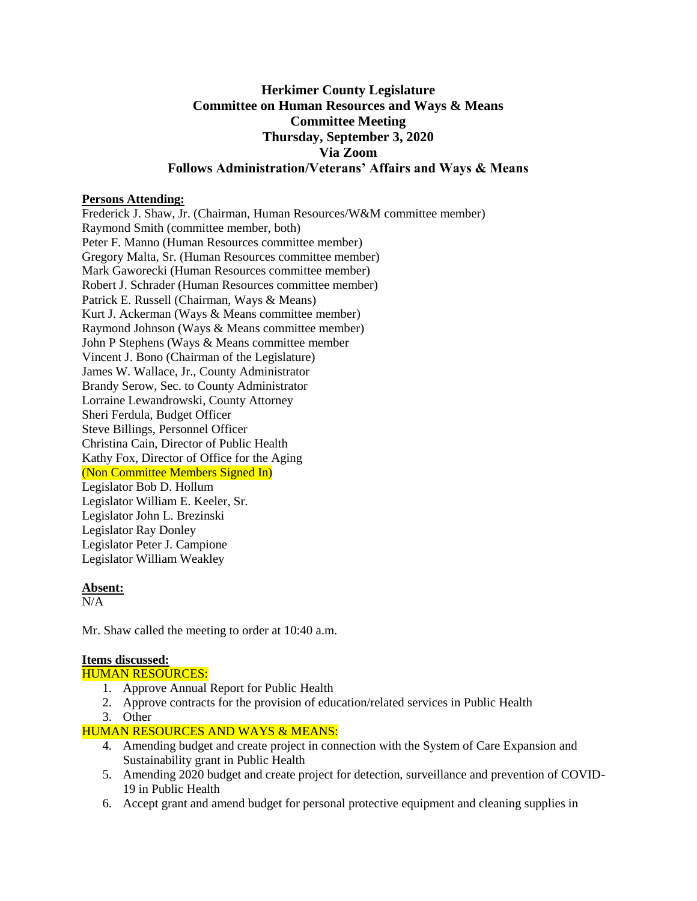# Herkimer County Legislature
## Committee on Human Resources and Ways & Means
## Committee Meeting
## Thursday, September 3, 2020
## Via Zoom
## Follows Administration/Veterans' Affairs and Ways & Means

**Persons Attending:**

Frederick J. Shaw, Jr. (Chairman, Human Resources/W&M committee member)
Raymond Smith (committee member, both)
Peter F. Manno (Human Resources committee member)
Gregory Malta, Sr. (Human Resources committee member)
Mark Gaworecki (Human Resources committee member)
Robert J. Schrader (Human Resources committee member)
Patrick E. Russell (Chairman, Ways & Means)
Kurt J. Ackerman (Ways & Means committee member)
Raymond Johnson (Ways & Means committee member)
John P Stephens (Ways & Means committee member
Vincent J. Bono (Chairman of the Legislature)
James W. Wallace, Jr., County Administrator
Brandy Serow, Sec. to County Administrator
Lorraine Lewandrowski, County Attorney
Sheri Ferdula, Budget Officer
Steve Billings, Personnel Officer
Christina Cain, Director of Public Health
Kathy Fox, Director of Office for the Aging
(Non Committee Members Signed In)
Legislator Bob D. Hollum
Legislator William E. Keeler, Sr.
Legislator John L. Brezinski
Legislator Ray Donley
Legislator Peter J. Campione
Legislator William Weakley

**Absent:**

N/A

Mr. Shaw called the meeting to order at 10:40 a.m.

**Items discussed:**

HUMAN RESOURCES:

1. Approve Annual Report for Public Health
2. Approve contracts for the provision of education/related services in Public Health
3. Other

HUMAN RESOURCES AND WAYS & MEANS:

4. Amending budget and create project in connection with the System of Care Expansion and Sustainability grant in Public Health
5. Amending 2020 budget and create project for detection, surveillance and prevention of COVID-19 in Public Health
6. Accept grant and amend budget for personal protective equipment and cleaning supplies in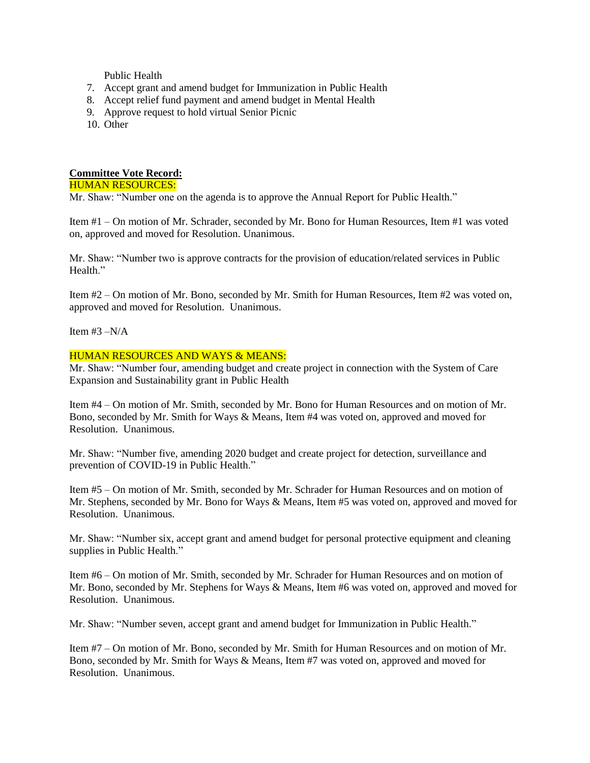Public Health

7. Accept grant and amend budget for Immunization in Public Health
8. Accept relief fund payment and amend budget in Mental Health
9. Approve request to hold virtual Senior Picnic
10. Other

**Committee Vote Record:**

HUMAN RESOURCES:

Mr. Shaw: "Number one on the agenda is to approve the Annual Report for Public Health."

Item #1 – On motion of Mr. Schrader, seconded by Mr. Bono for Human Resources, Item #1 was voted on, approved and moved for Resolution. Unanimous.

Mr. Shaw: "Number two is approve contracts for the provision of education/related services in Public Health."

Item #2 – On motion of Mr. Bono, seconded by Mr. Smith for Human Resources, Item #2 was voted on, approved and moved for Resolution. Unanimous.

Item #3 –N/A

HUMAN RESOURCES AND WAYS & MEANS:

Mr. Shaw: "Number four, amending budget and create project in connection with the System of Care Expansion and Sustainability grant in Public Health

Item #4 – On motion of Mr. Smith, seconded by Mr. Bono for Human Resources and on motion of Mr. Bono, seconded by Mr. Smith for Ways & Means, Item #4 was voted on, approved and moved for Resolution. Unanimous.

Mr. Shaw: "Number five, amending 2020 budget and create project for detection, surveillance and prevention of COVID-19 in Public Health."

Item #5 – On motion of Mr. Smith, seconded by Mr. Schrader for Human Resources and on motion of Mr. Stephens, seconded by Mr. Bono for Ways & Means, Item #5 was voted on, approved and moved for Resolution. Unanimous.

Mr. Shaw: "Number six, accept grant and amend budget for personal protective equipment and cleaning supplies in Public Health."

Item #6 – On motion of Mr. Smith, seconded by Mr. Schrader for Human Resources and on motion of Mr. Bono, seconded by Mr. Stephens for Ways & Means, Item #6 was voted on, approved and moved for Resolution. Unanimous.

Mr. Shaw: "Number seven, accept grant and amend budget for Immunization in Public Health."

Item #7 – On motion of Mr. Bono, seconded by Mr. Smith for Human Resources and on motion of Mr. Bono, seconded by Mr. Smith for Ways & Means, Item #7 was voted on, approved and moved for Resolution. Unanimous.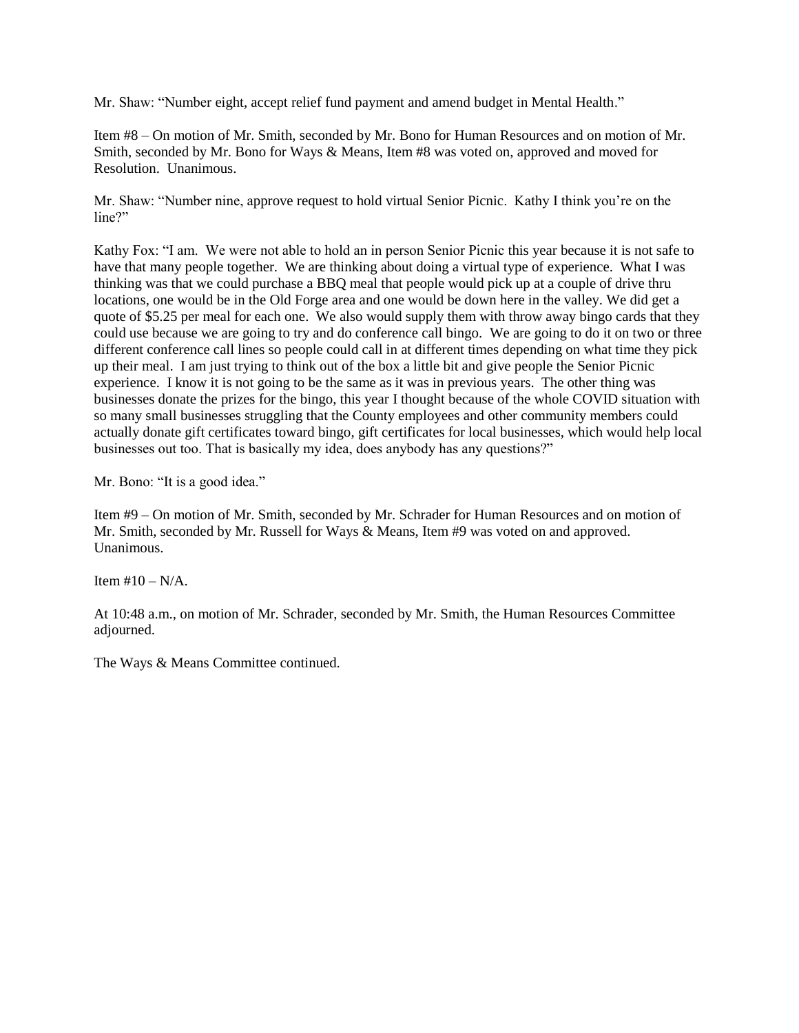Mr. Shaw: "Number eight, accept relief fund payment and amend budget in Mental Health."

Item #8 – On motion of Mr. Smith, seconded by Mr. Bono for Human Resources and on motion of Mr. Smith, seconded by Mr. Bono for Ways & Means, Item #8 was voted on, approved and moved for Resolution. Unanimous.

Mr. Shaw: "Number nine, approve request to hold virtual Senior Picnic. Kathy I think you're on the line?"

Kathy Fox: "I am. We were not able to hold an in person Senior Picnic this year because it is not safe to have that many people together. We are thinking about doing a virtual type of experience. What I was thinking was that we could purchase a BBQ meal that people would pick up at a couple of drive thru locations, one would be in the Old Forge area and one would be down here in the valley. We did get a quote of $5.25 per meal for each one. We also would supply them with throw away bingo cards that they could use because we are going to try and do conference call bingo. We are going to do it on two or three different conference call lines so people could call in at different times depending on what time they pick up their meal. I am just trying to think out of the box a little bit and give people the Senior Picnic experience. I know it is not going to be the same as it was in previous years. The other thing was businesses donate the prizes for the bingo, this year I thought because of the whole COVID situation with so many small businesses struggling that the County employees and other community members could actually donate gift certificates toward bingo, gift certificates for local businesses, which would help local businesses out too. That is basically my idea, does anybody has any questions?"

Mr. Bono: "It is a good idea."

Item #9 – On motion of Mr. Smith, seconded by Mr. Schrader for Human Resources and on motion of Mr. Smith, seconded by Mr. Russell for Ways & Means, Item #9 was voted on and approved. Unanimous.

Item #10 – N/A.

At 10:48 a.m., on motion of Mr. Schrader, seconded by Mr. Smith, the Human Resources Committee adjourned.

The Ways & Means Committee continued.